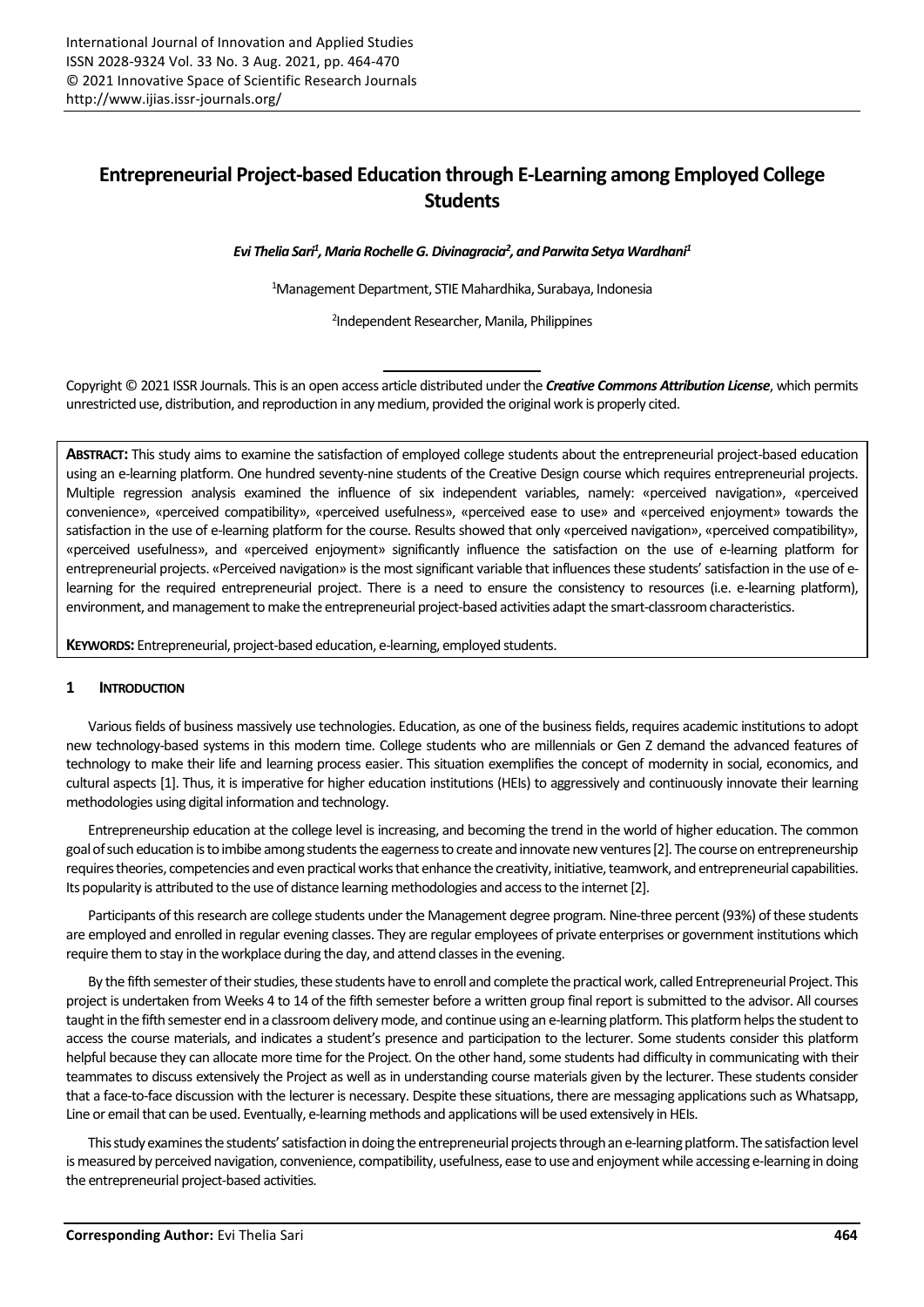# Entrepreneurial Project-based Education through E-Learning among Employed College Students

***Evi Thelia Sari[1], Maria Rochelle G. Divinagracia[2], and Parwita Setya Wardhani[1]***

[1]Management Department, STIE Mahardhika, Surabaya, Indonesia

[2]Independent Researcher, Manila, Philippines

Copyright © 2021 ISSR Journals. This is an open access article distributed under the ***Creative Commons Attribution License***, which permits unrestricted use, distribution, and reproduction in any medium, provided the original work is properly cited.

**ABSTRACT:** This study aims to examine the satisfaction of employed college students about the entrepreneurial project-based education using an e-learning platform. One hundred seventy-nine students of the Creative Design course which requires entrepreneurial projects. Multiple regression analysis examined the influence of six independent variables, namely: «perceived navigation», «perceived convenience», «perceived compatibility», «perceived usefulness», «perceived ease to use» and «perceived enjoyment» towards the satisfaction in the use of e-learning platform for the course. Results showed that only «perceived navigation», «perceived compatibility», «perceived usefulness», and «perceived enjoyment» significantly influence the satisfaction on the use of e-learning platform for entrepreneurial projects. «Perceived navigation» is the most significant variable that influences these students' satisfaction in the use of e-learning for the required entrepreneurial project. There is a need to ensure the consistency to resources (i.e. e-learning platform), environment, and management to make the entrepreneurial project-based activities adapt the smart-classroom characteristics.

**KEYWORDS:** Entrepreneurial, project-based education, e-learning, employed students.

## 1 INTRODUCTION

Various fields of business massively use technologies. Education, as one of the business fields, requires academic institutions to adopt new technology-based systems in this modern time. College students who are millennials or Gen Z demand the advanced features of technology to make their life and learning process easier. This situation exemplifies the concept of modernity in social, economics, and cultural aspects [1]. Thus, it is imperative for higher education institutions (HEIs) to aggressively and continuously innovate their learning methodologies using digital information and technology.

Entrepreneurship education at the college level is increasing, and becoming the trend in the world of higher education. The common goal of such education is to imbibe among students the eagerness to create and innovate new ventures [2]. The course on entrepreneurship requires theories, competencies and even practical works that enhance the creativity, initiative, teamwork, and entrepreneurial capabilities. Its popularity is attributed to the use of distance learning methodologies and access to the internet [2].

Participants of this research are college students under the Management degree program. Nine-three percent (93%) of these students are employed and enrolled in regular evening classes. They are regular employees of private enterprises or government institutions which require them to stay in the workplace during the day, and attend classes in the evening.

By the fifth semester of their studies, these students have to enroll and complete the practical work, called Entrepreneurial Project. This project is undertaken from Weeks 4 to 14 of the fifth semester before a written group final report is submitted to the advisor. All courses taught in the fifth semester end in a classroom delivery mode, and continue using an e-learning platform. This platform helps the student to access the course materials, and indicates a student's presence and participation to the lecturer. Some students consider this platform helpful because they can allocate more time for the Project. On the other hand, some students had difficulty in communicating with their teammates to discuss extensively the Project as well as in understanding course materials given by the lecturer. These students consider that a face-to-face discussion with the lecturer is necessary. Despite these situations, there are messaging applications such as Whatsapp, Line or email that can be used. Eventually, e-learning methods and applications will be used extensively in HEIs.

This study examines the students' satisfaction in doing the entrepreneurial projects through an e-learning platform. The satisfaction level is measured by perceived navigation, convenience, compatibility, usefulness, ease to use and enjoyment while accessing e-learning in doing the entrepreneurial project-based activities.

**Corresponding Author:** Evi Thelia Sari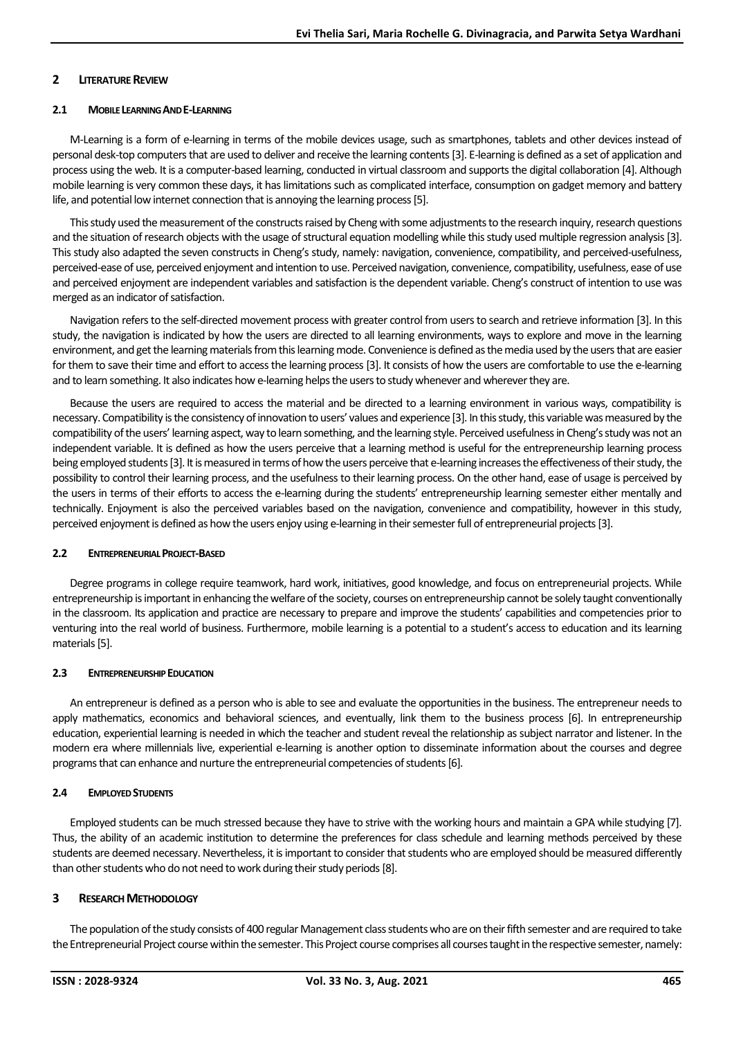## 2 Literature Review

### 2.1 Mobile Learning And E-Learning

M-Learning is a form of e-learning in terms of the mobile devices usage, such as smartphones, tablets and other devices instead of personal desk-top computers that are used to deliver and receive the learning contents [3]. E-learning is defined as a set of application and process using the web. It is a computer-based learning, conducted in virtual classroom and supports the digital collaboration [4]. Although mobile learning is very common these days, it has limitations such as complicated interface, consumption on gadget memory and battery life, and potential low internet connection that is annoying the learning process [5].

This study used the measurement of the constructs raised by Cheng with some adjustments to the research inquiry, research questions and the situation of research objects with the usage of structural equation modelling while this study used multiple regression analysis [3]. This study also adapted the seven constructs in Cheng's study, namely: navigation, convenience, compatibility, and perceived-usefulness, perceived-ease of use, perceived enjoyment and intention to use. Perceived navigation, convenience, compatibility, usefulness, ease of use and perceived enjoyment are independent variables and satisfaction is the dependent variable. Cheng's construct of intention to use was merged as an indicator of satisfaction.

Navigation refers to the self-directed movement process with greater control from users to search and retrieve information [3]. In this study, the navigation is indicated by how the users are directed to all learning environments, ways to explore and move in the learning environment, and get the learning materials from this learning mode. Convenience is defined as the media used by the users that are easier for them to save their time and effort to access the learning process [3]. It consists of how the users are comfortable to use the e-learning and to learn something. It also indicates how e-learning helps the users to study whenever and wherever they are.

Because the users are required to access the material and be directed to a learning environment in various ways, compatibility is necessary. Compatibility is the consistency of innovation to users' values and experience [3]. In this study, this variable was measured by the compatibility of the users' learning aspect, way to learn something, and the learning style. Perceived usefulness in Cheng's study was not an independent variable. It is defined as how the users perceive that a learning method is useful for the entrepreneurship learning process being employed students [3]. It is measured in terms of how the users perceive that e-learning increases the effectiveness of their study, the possibility to control their learning process, and the usefulness to their learning process. On the other hand, ease of usage is perceived by the users in terms of their efforts to access the e-learning during the students' entrepreneurship learning semester either mentally and technically. Enjoyment is also the perceived variables based on the navigation, convenience and compatibility, however in this study, perceived enjoyment is defined as how the users enjoy using e-learning in their semester full of entrepreneurial projects [3].

### 2.2 Entrepreneurial Project-Based

Degree programs in college require teamwork, hard work, initiatives, good knowledge, and focus on entrepreneurial projects. While entrepreneurship is important in enhancing the welfare of the society, courses on entrepreneurship cannot be solely taught conventionally in the classroom. Its application and practice are necessary to prepare and improve the students' capabilities and competencies prior to venturing into the real world of business. Furthermore, mobile learning is a potential to a student's access to education and its learning materials [5].

### 2.3 Entrepreneurship Education

An entrepreneur is defined as a person who is able to see and evaluate the opportunities in the business. The entrepreneur needs to apply mathematics, economics and behavioral sciences, and eventually, link them to the business process [6]. In entrepreneurship education, experiential learning is needed in which the teacher and student reveal the relationship as subject narrator and listener. In the modern era where millennials live, experiential e-learning is another option to disseminate information about the courses and degree programs that can enhance and nurture the entrepreneurial competencies of students [6].

### 2.4 Employed Students

Employed students can be much stressed because they have to strive with the working hours and maintain a GPA while studying [7]. Thus, the ability of an academic institution to determine the preferences for class schedule and learning methods perceived by these students are deemed necessary. Nevertheless, it is important to consider that students who are employed should be measured differently than other students who do not need to work during their study periods [8].

## 3 Research Methodology

The population of the study consists of 400 regular Management class students who are on their fifth semester and are required to take the Entrepreneurial Project course within the semester. This Project course comprises all courses taught in the respective semester, namely: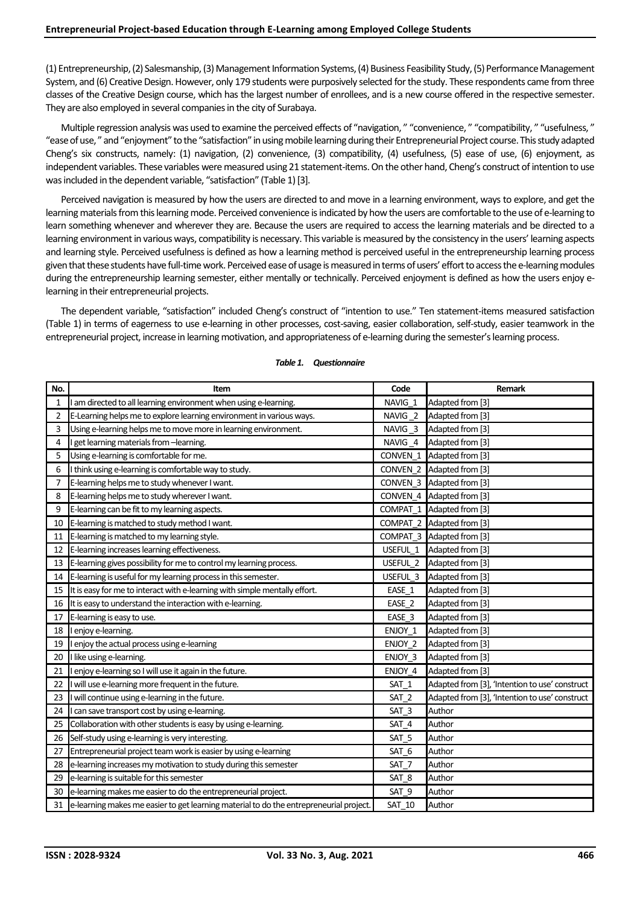(1) Entrepreneurship, (2) Salesmanship, (3) Management Information Systems, (4) Business Feasibility Study, (5) Performance Management System, and (6) Creative Design. However, only 179 students were purposively selected for the study. These respondents came from three classes of the Creative Design course, which has the largest number of enrollees, and is a new course offered in the respective semester. They are also employed in several companies in the city of Surabaya.

Multiple regression analysis was used to examine the perceived effects of "navigation, " "convenience, " "compatibility, " "usefulness, " "ease of use, " and "enjoyment" to the "satisfaction" in using mobile learning during their Entrepreneurial Project course. This study adapted Cheng's six constructs, namely: (1) navigation, (2) convenience, (3) compatibility, (4) usefulness, (5) ease of use, (6) enjoyment, as independent variables. These variables were measured using 21 statement-items. On the other hand, Cheng's construct of intention to use was included in the dependent variable, "satisfaction" (Table 1) [3].

Perceived navigation is measured by how the users are directed to and move in a learning environment, ways to explore, and get the learning materials from this learning mode. Perceived convenience is indicated by how the users are comfortable to the use of e-learning to learn something whenever and wherever they are. Because the users are required to access the learning materials and be directed to a learning environment in various ways, compatibility is necessary. This variable is measured by the consistency in the users' learning aspects and learning style. Perceived usefulness is defined as how a learning method is perceived useful in the entrepreneurship learning process given that these students have full-time work. Perceived ease of usage is measured in terms of users' effort to access the e-learning modules during the entrepreneurship learning semester, either mentally or technically. Perceived enjoyment is defined as how the users enjoy e-learning in their entrepreneurial projects.

The dependent variable, "satisfaction" included Cheng's construct of "intention to use." Ten statement-items measured satisfaction (Table 1) in terms of eagerness to use e-learning in other processes, cost-saving, easier collaboration, self-study, easier teamwork in the entrepreneurial project, increase in learning motivation, and appropriateness of e-learning during the semester's learning process.

***Table 1. Questionnaire***

| No. | Item | Code | Remark |
|---|---|---|---|
| 1 | I am directed to all learning environment when using e-learning. | NAVIG_1 | Adapted from [3] |
| 2 | E-Learning helps me to explore learning environment in various ways. | NAVIG _2 | Adapted from [3] |
| 3 | Using e-learning helps me to move more in learning environment. | NAVIG _3 | Adapted from [3] |
| 4 | I get learning materials from –learning. | NAVIG _4 | Adapted from [3] |
| 5 | Using e-learning is comfortable for me. | CONVEN_1 | Adapted from [3] |
| 6 | I think using e-learning is comfortable way to study. | CONVEN_2 | Adapted from [3] |
| 7 | E-learning helps me to study whenever I want. | CONVEN_3 | Adapted from [3] |
| 8 | E-learning helps me to study wherever I want. | CONVEN_4 | Adapted from [3] |
| 9 | E-learning can be fit to my learning aspects. | COMPAT_1 | Adapted from [3] |
| 10 | E-learning is matched to study method I want. | COMPAT_2 | Adapted from [3] |
| 11 | E-learning is matched to my learning style. | COMPAT_3 | Adapted from [3] |
| 12 | E-learning increases learning effectiveness. | USEFUL_1 | Adapted from [3] |
| 13 | E-learning gives possibility for me to control my learning process. | USEFUL_2 | Adapted from [3] |
| 14 | E-learning is useful for my learning process in this semester. | USEFUL_3 | Adapted from [3] |
| 15 | It is easy for me to interact with e-learning with simple mentally effort. | EASE_1 | Adapted from [3] |
| 16 | It is easy to understand the interaction with e-learning. | EASE_2 | Adapted from [3] |
| 17 | E-learning is easy to use. | EASE_3 | Adapted from [3] |
| 18 | I enjoy e-learning. | ENJOY_1 | Adapted from [3] |
| 19 | I enjoy the actual process using e-learning | ENJOY_2 | Adapted from [3] |
| 20 | I like using e-learning. | ENJOY_3 | Adapted from [3] |
| 21 | I enjoy e-learning so I will use it again in the future. | ENJOY_4 | Adapted from [3] |
| 22 | I will use e-learning more frequent in the future. | SAT_1 | Adapted from [3], 'Intention to use' construct |
| 23 | I will continue using e-learning in the future. | SAT_2 | Adapted from [3], 'Intention to use' construct |
| 24 | I can save transport cost by using e-learning. | SAT_3 | Author |
| 25 | Collaboration with other students is easy by using e-learning. | SAT_4 | Author |
| 26 | Self-study using e-learning is very interesting. | SAT_5 | Author |
| 27 | Entrepreneurial project team work is easier by using e-learning | SAT_6 | Author |
| 28 | e-learning increases my motivation to study during this semester | SAT_7 | Author |
| 29 | e-learning is suitable for this semester | SAT_8 | Author |
| 30 | e-learning makes me easier to do the entrepreneurial project. | SAT_9 | Author |
| 31 | e-learning makes me easier to get learning material to do the entrepreneurial project. | SAT_10 | Author |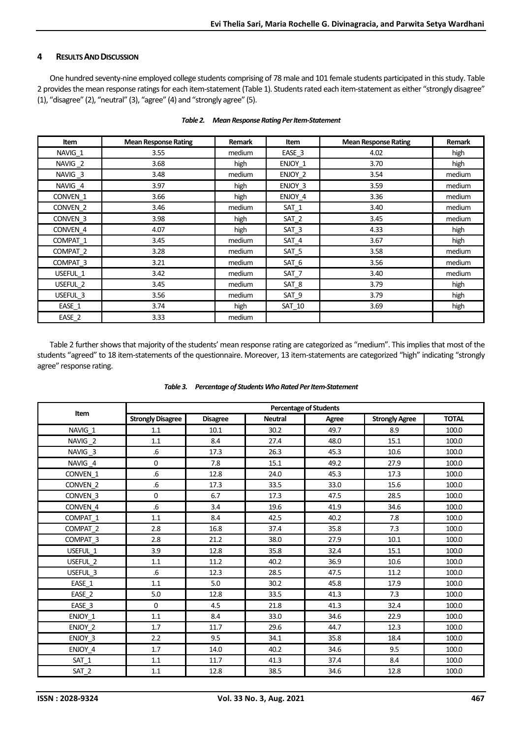## 4 Results And Discussion

One hundred seventy-nine employed college students comprising of 78 male and 101 female students participated in this study. Table 2 provides the mean response ratings for each item-statement (Table 1). Students rated each item-statement as either "strongly disagree" (1), "disagree" (2), "neutral" (3), "agree" (4) and "strongly agree" (5).

***Table 2. Mean Response Rating Per Item-Statement***

| Item | Mean Response Rating | Remark | Item | Mean Response Rating | Remark |
|---|---|---|---|---|---|
| NAVIG_1 | 3.55 | medium | EASE_3 | 4.02 | high |
| NAVIG _2 | 3.68 | high | ENJOY_1 | 3.70 | high |
| NAVIG _3 | 3.48 | medium | ENJOY_2 | 3.54 | medium |
| NAVIG _4 | 3.97 | high | ENJOY_3 | 3.59 | medium |
| CONVEN_1 | 3.66 | high | ENJOY_4 | 3.36 | medium |
| CONVEN_2 | 3.46 | medium | SAT_1 | 3.40 | medium |
| CONVEN_3 | 3.98 | high | SAT_2 | 3.45 | medium |
| CONVEN_4 | 4.07 | high | SAT_3 | 4.33 | high |
| COMPAT_1 | 3.45 | medium | SAT_4 | 3.67 | high |
| COMPAT_2 | 3.28 | medium | SAT_5 | 3.58 | medium |
| COMPAT_3 | 3.21 | medium | SAT_6 | 3.56 | medium |
| USEFUL_1 | 3.42 | medium | SAT_7 | 3.40 | medium |
| USEFUL_2 | 3.45 | medium | SAT_8 | 3.79 | high |
| USEFUL_3 | 3.56 | medium | SAT_9 | 3.79 | high |
| EASE_1 | 3.74 | high | SAT_10 | 3.69 | high |
| EASE_2 | 3.33 | medium | | | |

Table 2 further shows that majority of the students' mean response rating are categorized as "medium". This implies that most of the students "agreed" to 18 item-statements of the questionnaire. Moreover, 13 item-statements are categorized "high" indicating "strongly agree" response rating.

***Table 3. Percentage of Students Who Rated Per Item-Statement***

| Item | Percentage of Students | | | | | |
|---|---|---|---|---|---|---|
| | Strongly Disagree | Disagree | Neutral | Agree | Strongly Agree | TOTAL |
| NAVIG_1 | 1.1 | 10.1 | 30.2 | 49.7 | 8.9 | 100.0 |
| NAVIG _2 | 1.1 | 8.4 | 27.4 | 48.0 | 15.1 | 100.0 |
| NAVIG _3 | .6 | 17.3 | 26.3 | 45.3 | 10.6 | 100.0 |
| NAVIG _4 | 0 | 7.8 | 15.1 | 49.2 | 27.9 | 100.0 |
| CONVEN_1 | .6 | 12.8 | 24.0 | 45.3 | 17.3 | 100.0 |
| CONVEN_2 | .6 | 17.3 | 33.5 | 33.0 | 15.6 | 100.0 |
| CONVEN_3 | 0 | 6.7 | 17.3 | 47.5 | 28.5 | 100.0 |
| CONVEN_4 | .6 | 3.4 | 19.6 | 41.9 | 34.6 | 100.0 |
| COMPAT_1 | 1.1 | 8.4 | 42.5 | 40.2 | 7.8 | 100.0 |
| COMPAT_2 | 2.8 | 16.8 | 37.4 | 35.8 | 7.3 | 100.0 |
| COMPAT_3 | 2.8 | 21.2 | 38.0 | 27.9 | 10.1 | 100.0 |
| USEFUL_1 | 3.9 | 12.8 | 35.8 | 32.4 | 15.1 | 100.0 |
| USEFUL_2 | 1.1 | 11.2 | 40.2 | 36.9 | 10.6 | 100.0 |
| USEFUL_3 | .6 | 12.3 | 28.5 | 47.5 | 11.2 | 100.0 |
| EASE_1 | 1.1 | 5.0 | 30.2 | 45.8 | 17.9 | 100.0 |
| EASE_2 | 5.0 | 12.8 | 33.5 | 41.3 | 7.3 | 100.0 |
| EASE_3 | 0 | 4.5 | 21.8 | 41.3 | 32.4 | 100.0 |
| ENJOY_1 | 1.1 | 8.4 | 33.0 | 34.6 | 22.9 | 100.0 |
| ENJOY_2 | 1.7 | 11.7 | 29.6 | 44.7 | 12.3 | 100.0 |
| ENJOY_3 | 2.2 | 9.5 | 34.1 | 35.8 | 18.4 | 100.0 |
| ENJOY_4 | 1.7 | 14.0 | 40.2 | 34.6 | 9.5 | 100.0 |
| SAT_1 | 1.1 | 11.7 | 41.3 | 37.4 | 8.4 | 100.0 |
| SAT_2 | 1.1 | 12.8 | 38.5 | 34.6 | 12.8 | 100.0 |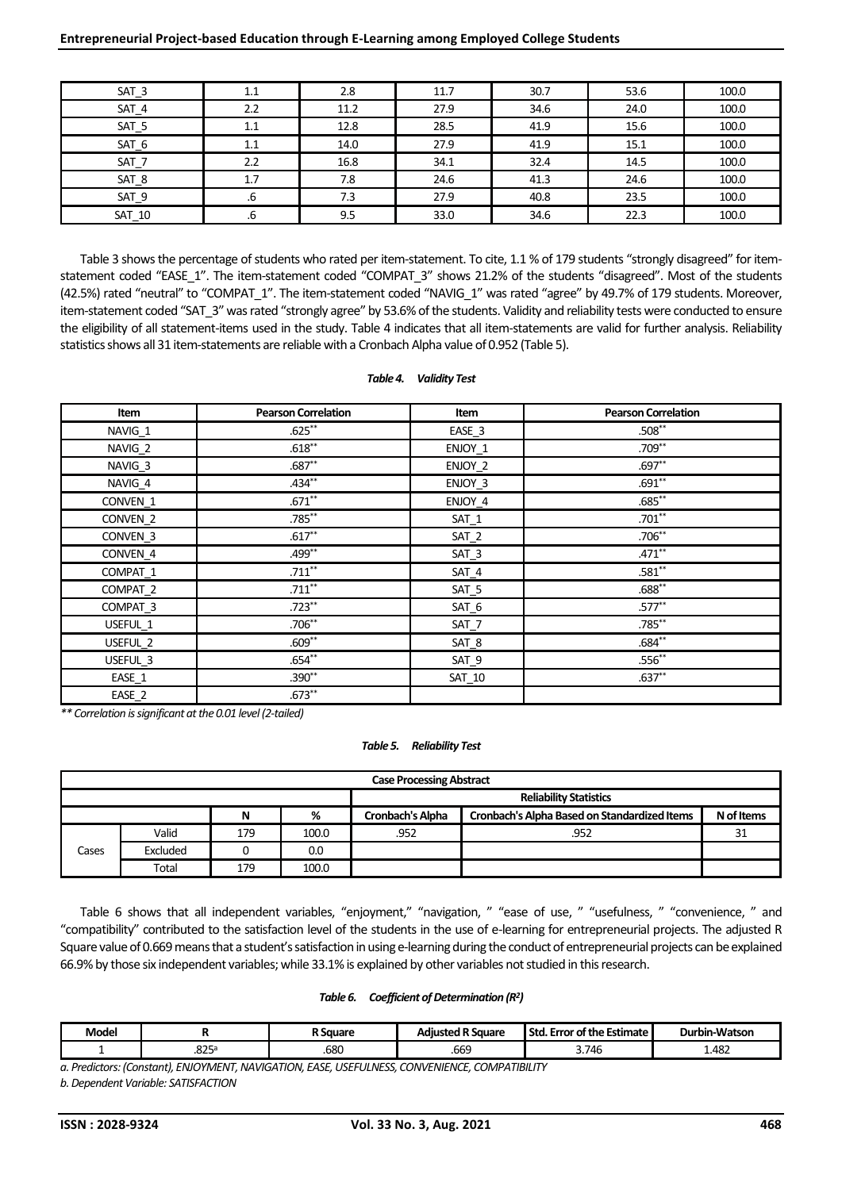| SAT_3 | 1.1 | 2.8 | 11.7 | 30.7 | 53.6 | 100.0 |
|---|---|---|---|---|---|---|
| SAT_4 | 2.2 | 11.2 | 27.9 | 34.6 | 24.0 | 100.0 |
| SAT_5 | 1.1 | 12.8 | 28.5 | 41.9 | 15.6 | 100.0 |
| SAT_6 | 1.1 | 14.0 | 27.9 | 41.9 | 15.1 | 100.0 |
| SAT_7 | 2.2 | 16.8 | 34.1 | 32.4 | 14.5 | 100.0 |
| SAT_8 | 1.7 | 7.8 | 24.6 | 41.3 | 24.6 | 100.0 |
| SAT_9 | .6 | 7.3 | 27.9 | 40.8 | 23.5 | 100.0 |
| SAT_10 | .6 | 9.5 | 33.0 | 34.6 | 22.3 | 100.0 |

Table 3 shows the percentage of students who rated per item-statement. To cite, 1.1 % of 179 students "strongly disagreed" for item-statement coded "EASE_1". The item-statement coded "COMPAT_3" shows 21.2% of the students "disagreed". Most of the students (42.5%) rated "neutral" to "COMPAT_1". The item-statement coded "NAVIG_1" was rated "agree" by 49.7% of 179 students. Moreover, item-statement coded "SAT_3" was rated "strongly agree" by 53.6% of the students. Validity and reliability tests were conducted to ensure the eligibility of all statement-items used in the study. Table 4 indicates that all item-statements are valid for further analysis. Reliability statistics shows all 31 item-statements are reliable with a Cronbach Alpha value of 0.952 (Table 5).

***Table 4. Validity Test***

| Item | Pearson Correlation | Item | Pearson Correlation |
|---|---|---|---|
| NAVIG_1 | .625** | EASE_3 | .508** |
| NAVIG_2 | .618** | ENJOY_1 | .709** |
| NAVIG_3 | .687** | ENJOY_2 | .697** |
| NAVIG_4 | .434** | ENJOY_3 | .691** |
| CONVEN_1 | .671** | ENJOY_4 | .685** |
| CONVEN_2 | .785** | SAT_1 | .701** |
| CONVEN_3 | .617** | SAT_2 | .706** |
| CONVEN_4 | .499** | SAT_3 | .471** |
| COMPAT_1 | .711** | SAT_4 | .581** |
| COMPAT_2 | .711** | SAT_5 | .688** |
| COMPAT_3 | .723** | SAT_6 | .577** |
| USEFUL_1 | .706** | SAT_7 | .785** |
| USEFUL_2 | .609** | SAT_8 | .684** |
| USEFUL_3 | .654** | SAT_9 | .556** |
| EASE_1 | .390** | SAT_10 | .637** |
| EASE_2 | .673** | | |

*** * Correlation is significant at the 0.01 level (2-tailed)*

***Table 5. Reliability Test***

| Case Processing Abstract | | | | | | |
|---|---|---|---|---|---|---|
| | | | | Reliability Statistics | | |
| | | N | % | Cronbach's Alpha | Cronbach's Alpha Based on Standardized Items | N of Items |
| Cases | Valid | 179 | 100.0 | .952 | .952 | 31 |
| | Excluded | 0 | 0.0 | | | |
| | Total | 179 | 100.0 | | | |

Table 6 shows that all independent variables, "enjoyment," "navigation, " "ease of use, " "usefulness, " "convenience, " and "compatibility" contributed to the satisfaction level of the students in the use of e-learning for entrepreneurial projects. The adjusted R Square value of 0.669 means that a student's satisfaction in using e-learning during the conduct of entrepreneurial projects can be explained 66.9% by those six independent variables; while 33.1% is explained by other variables not studied in this research.

***Table 6. Coefficient of Determination ($R^2$)***

| Model | R | R Square | Adjusted R Square | Std. Error of the Estimate | Durbin-Watson |
|---|---|---|---|---|---|
| 1 | .825[a] | .680 | .669 | 3.746 | 1.482 |

*a. Predictors: (Constant), ENJOYMENT, NAVIGATION, EASE, USEFULNESS, CONVENIENCE, COMPATIBILITY*

*b. Dependent Variable: SATISFACTION*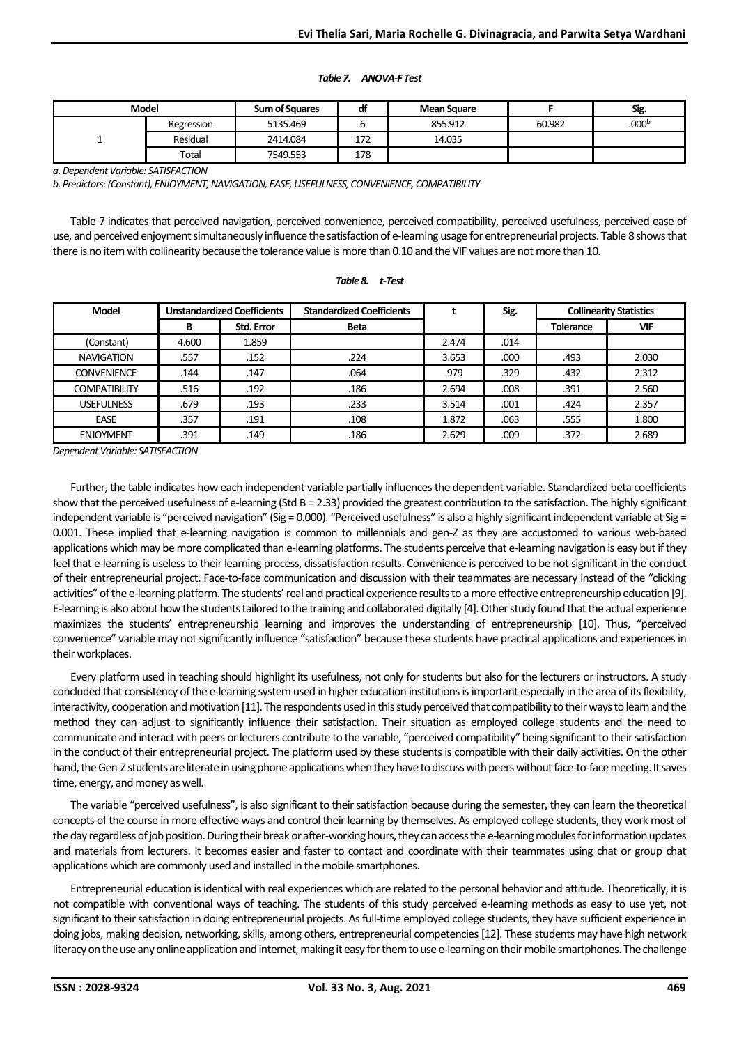*Table 7. ANOVA-F Test*

| Model | | Sum of Squares | df | Mean Square | F | Sig. |
|---|---|---|---|---|---|---|
| 1 | Regression | 5135.469 | 6 | 855.912 | 60.982 | .000[b] |
| | Residual | 2414.084 | 172 | 14.035 | | |
| | Total | 7549.553 | 178 | | | |

*a. Dependent Variable: SATISFACTION*

*b. Predictors: (Constant), ENJOYMENT, NAVIGATION, EASE, USEFULNESS, CONVENIENCE, COMPATIBILITY*

Table 7 indicates that perceived navigation, perceived convenience, perceived compatibility, perceived usefulness, perceived ease of use, and perceived enjoyment simultaneously influence the satisfaction of e-learning usage for entrepreneurial projects. Table 8 shows that there is no item with collinearity because the tolerance value is more than 0.10 and the VIF values are not more than 10.

*Table 8. t-Test*

| Model | Unstandardized Coefficients | | Standardized Coefficients | t | Sig. | Collinearity Statistics | |
|---|---|---|---|---|---|---|---|
| | B | Std. Error | Beta | | | Tolerance | VIF |
| (Constant) | 4.600 | 1.859 | | 2.474 | .014 | | |
| NAVIGATION | .557 | .152 | .224 | 3.653 | .000 | .493 | 2.030 |
| CONVENIENCE | .144 | .147 | .064 | .979 | .329 | .432 | 2.312 |
| COMPATIBILITY | .516 | .192 | .186 | 2.694 | .008 | .391 | 2.560 |
| USEFULNESS | .679 | .193 | .233 | 3.514 | .001 | .424 | 2.357 |
| EASE | .357 | .191 | .108 | 1.872 | .063 | .555 | 1.800 |
| ENJOYMENT | .391 | .149 | .186 | 2.629 | .009 | .372 | 2.689 |

*Dependent Variable: SATISFACTION*

Further, the table indicates how each independent variable partially influences the dependent variable. Standardized beta coefficients show that the perceived usefulness of e-learning (Std B = 2.33) provided the greatest contribution to the satisfaction. The highly significant independent variable is "perceived navigation" (Sig = 0.000). "Perceived usefulness" is also a highly significant independent variable at Sig = 0.001. These implied that e-learning navigation is common to millennials and gen-Z as they are accustomed to various web-based applications which may be more complicated than e-learning platforms. The students perceive that e-learning navigation is easy but if they feel that e-learning is useless to their learning process, dissatisfaction results. Convenience is perceived to be not significant in the conduct of their entrepreneurial project. Face-to-face communication and discussion with their teammates are necessary instead of the "clicking activities" of the e-learning platform. The students' real and practical experience results to a more effective entrepreneurship education [9]. E-learning is also about how the students tailored to the training and collaborated digitally [4]. Other study found that the actual experience maximizes the students' entrepreneurship learning and improves the understanding of entrepreneurship [10]. Thus, "perceived convenience" variable may not significantly influence "satisfaction" because these students have practical applications and experiences in their workplaces.

Every platform used in teaching should highlight its usefulness, not only for students but also for the lecturers or instructors. A study concluded that consistency of the e-learning system used in higher education institutions is important especially in the area of its flexibility, interactivity, cooperation and motivation [11]. The respondents used in this study perceived that compatibility to their ways to learn and the method they can adjust to significantly influence their satisfaction. Their situation as employed college students and the need to communicate and interact with peers or lecturers contribute to the variable, "perceived compatibility" being significant to their satisfaction in the conduct of their entrepreneurial project. The platform used by these students is compatible with their daily activities. On the other hand, the Gen-Z students are literate in using phone applications when they have to discuss with peers without face-to-face meeting. It saves time, energy, and money as well.

The variable "perceived usefulness", is also significant to their satisfaction because during the semester, they can learn the theoretical concepts of the course in more effective ways and control their learning by themselves. As employed college students, they work most of the day regardless of job position. During their break or after-working hours, they can access the e-learning modules for information updates and materials from lecturers. It becomes easier and faster to contact and coordinate with their teammates using chat or group chat applications which are commonly used and installed in the mobile smartphones.

Entrepreneurial education is identical with real experiences which are related to the personal behavior and attitude. Theoretically, it is not compatible with conventional ways of teaching. The students of this study perceived e-learning methods as easy to use yet, not significant to their satisfaction in doing entrepreneurial projects. As full-time employed college students, they have sufficient experience in doing jobs, making decision, networking, skills, among others, entrepreneurial competencies [12]. These students may have high network literacy on the use any online application and internet, making it easy for them to use e-learning on their mobile smartphones. The challenge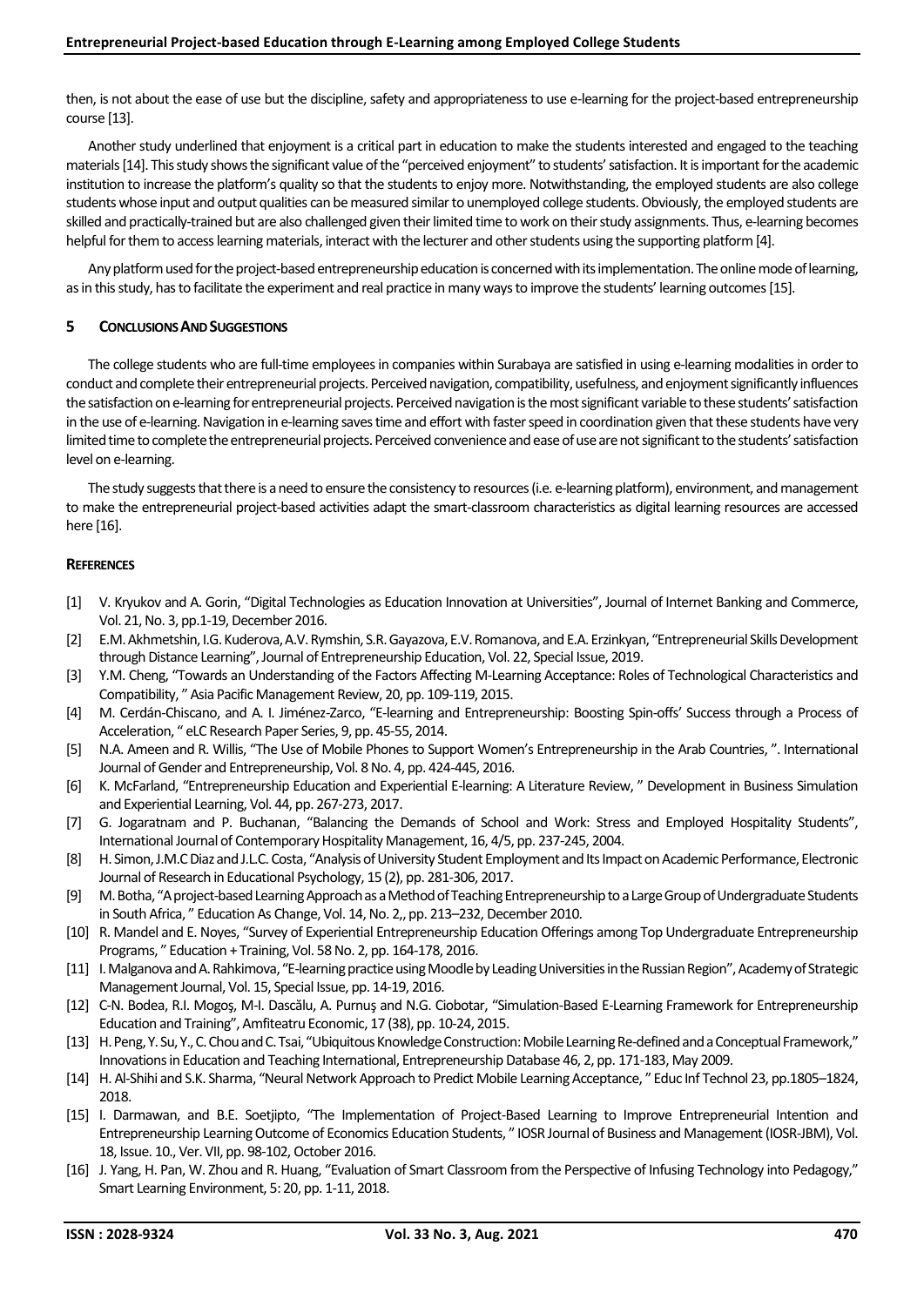then, is not about the ease of use but the discipline, safety and appropriateness to use e-learning for the project-based entrepreneurship course [13].

Another study underlined that enjoyment is a critical part in education to make the students interested and engaged to the teaching materials [14]. This study shows the significant value of the "perceived enjoyment" to students' satisfaction. It is important for the academic institution to increase the platform's quality so that the students to enjoy more. Notwithstanding, the employed students are also college students whose input and output qualities can be measured similar to unemployed college students. Obviously, the employed students are skilled and practically-trained but are also challenged given their limited time to work on their study assignments. Thus, e-learning becomes helpful for them to access learning materials, interact with the lecturer and other students using the supporting platform [4].

Any platform used for the project-based entrepreneurship education is concerned with its implementation. The online mode of learning, as in this study, has to facilitate the experiment and real practice in many ways to improve the students' learning outcomes [15].

## 5 CONCLUSIONS AND SUGGESTIONS

The college students who are full-time employees in companies within Surabaya are satisfied in using e-learning modalities in order to conduct and complete their entrepreneurial projects. Perceived navigation, compatibility, usefulness, and enjoyment significantly influences the satisfaction on e-learning for entrepreneurial projects. Perceived navigation is the most significant variable to these students' satisfaction in the use of e-learning. Navigation in e-learning saves time and effort with faster speed in coordination given that these students have very limited time to complete the entrepreneurial projects. Perceived convenience and ease of use are not significant to the students' satisfaction level on e-learning.

The study suggests that there is a need to ensure the consistency to resources (i.e. e-learning platform), environment, and management to make the entrepreneurial project-based activities adapt the smart-classroom characteristics as digital learning resources are accessed here [16].

## REFERENCES

[1] V. Kryukov and A. Gorin, "Digital Technologies as Education Innovation at Universities", Journal of Internet Banking and Commerce, Vol. 21, No. 3, pp.1-19, December 2016.

[2] E.M. Akhmetshin, I.G. Kuderova, A.V. Rymshin, S.R. Gayazova, E.V. Romanova, and E.A. Erzinkyan, "Entrepreneurial Skills Development through Distance Learning", Journal of Entrepreneurship Education, Vol. 22, Special Issue, 2019.

[3] Y.M. Cheng, "Towards an Understanding of the Factors Affecting M-Learning Acceptance: Roles of Technological Characteristics and Compatibility, " Asia Pacific Management Review, 20, pp. 109-119, 2015.

[4] M. Cerdán-Chiscano, and A. I. Jiménez-Zarco, "E-learning and Entrepreneurship: Boosting Spin-offs' Success through a Process of Acceleration, " eLC Research Paper Series, 9, pp. 45-55, 2014.

[5] N.A. Ameen and R. Willis, "The Use of Mobile Phones to Support Women's Entrepreneurship in the Arab Countries, ". International Journal of Gender and Entrepreneurship, Vol. 8 No. 4, pp. 424-445, 2016.

[6] K. McFarland, "Entrepreneurship Education and Experiential E-learning: A Literature Review, " Development in Business Simulation and Experiential Learning, Vol. 44, pp. 267-273, 2017.

[7] G. Jogaratnam and P. Buchanan, "Balancing the Demands of School and Work: Stress and Employed Hospitality Students", International Journal of Contemporary Hospitality Management, 16, 4/5, pp. 237-245, 2004.

[8] H. Simon, J.M.C Diaz and J.L.C. Costa, "Analysis of University Student Employment and Its Impact on Academic Performance, Electronic Journal of Research in Educational Psychology, 15 (2), pp. 281-306, 2017.

[9] M. Botha, "A project-based Learning Approach as a Method of Teaching Entrepreneurship to a Large Group of Undergraduate Students in South Africa, " Education As Change, Vol. 14, No. 2,, pp. 213–232, December 2010.

[10] R. Mandel and E. Noyes, "Survey of Experiential Entrepreneurship Education Offerings among Top Undergraduate Entrepreneurship Programs, " Education + Training, Vol. 58 No. 2, pp. 164-178, 2016.

[11] I. Malganova and A. Rahkimova, "E-learning practice using Moodle by Leading Universities in the Russian Region", Academy of Strategic Management Journal, Vol. 15, Special Issue, pp. 14-19, 2016.

[12] C-N. Bodea, R.I. Mogoş, M-I. Dascălu, A. Purnuş and N.G. Ciobotar, "Simulation-Based E-Learning Framework for Entrepreneurship Education and Training", Amfiteatru Economic, 17 (38), pp. 10-24, 2015.

[13] H. Peng, Y. Su, Y., C. Chou and C. Tsai, "Ubiquitous Knowledge Construction: Mobile Learning Re-defined and a Conceptual Framework," Innovations in Education and Teaching International, Entrepreneurship Database 46, 2, pp. 171-183, May 2009.

[14] H. Al-Shihi and S.K. Sharma, "Neural Network Approach to Predict Mobile Learning Acceptance, " Educ Inf Technol 23, pp.1805–1824, 2018.

[15] I. Darmawan, and B.E. Soetjipto, "The Implementation of Project-Based Learning to Improve Entrepreneurial Intention and Entrepreneurship Learning Outcome of Economics Education Students, " IOSR Journal of Business and Management (IOSR-JBM), Vol. 18, Issue. 10., Ver. VII, pp. 98-102, October 2016.

[16] J. Yang, H. Pan, W. Zhou and R. Huang, "Evaluation of Smart Classroom from the Perspective of Infusing Technology into Pedagogy," Smart Learning Environment, 5: 20, pp. 1-11, 2018.